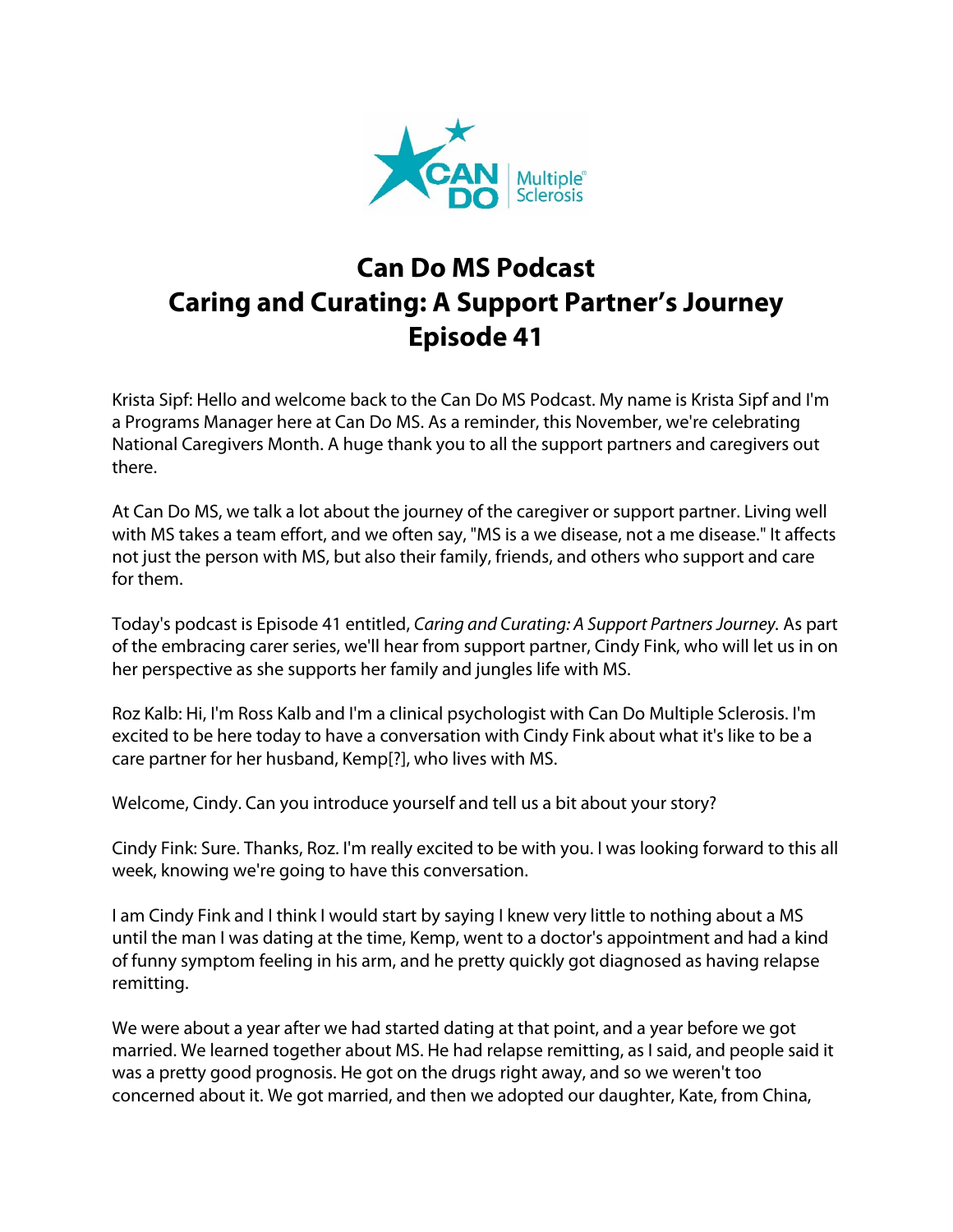# Can Do MS Podcast
# Caring and Curating: A Support Partner's Journey
# Episode 41

Krista Sipf: Hello and welcome back to the Can Do MS Podcast. My name is Krista Sipf and I'm a Programs Manager here at Can Do MS. As a reminder, this November, we're celebrating National Caregivers Month. A huge thank you to all the support partners and caregivers out there.

At Can Do MS, we talk a lot about the journey of the caregiver or support partner. Living well with MS takes a team effort, and we often say, "MS is a we disease, not a me disease." It affects not just the person with MS, but also their family, friends, and others who support and care for them.

Today's podcast is Episode 41 entitled, *Caring and Curating: A Support Partners Journey.* As part of the embracing carer series, we'll hear from support partner, Cindy Fink, who will let us in on her perspective as she supports her family and jungles life with MS.

Roz Kalb: Hi, I'm Ross Kalb and I'm a clinical psychologist with Can Do Multiple Sclerosis. I'm excited to be here today to have a conversation with Cindy Fink about what it's like to be a care partner for her husband, Kemp[?], who lives with MS.

Welcome, Cindy. Can you introduce yourself and tell us a bit about your story?

Cindy Fink: Sure. Thanks, Roz. I'm really excited to be with you. I was looking forward to this all week, knowing we're going to have this conversation.

I am Cindy Fink and I think I would start by saying I knew very little to nothing about a MS until the man I was dating at the time, Kemp, went to a doctor's appointment and had a kind of funny symptom feeling in his arm, and he pretty quickly got diagnosed as having relapse remitting.

We were about a year after we had started dating at that point, and a year before we got married. We learned together about MS. He had relapse remitting, as I said, and people said it was a pretty good prognosis. He got on the drugs right away, and so we weren't too concerned about it. We got married, and then we adopted our daughter, Kate, from China,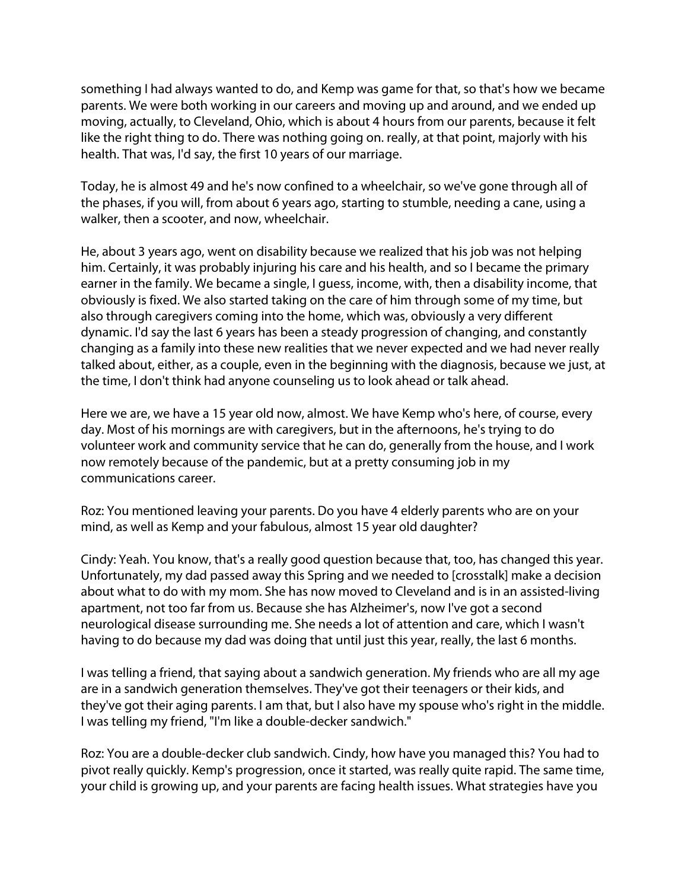something I had always wanted to do, and Kemp was game for that, so that's how we became parents. We were both working in our careers and moving up and around, and we ended up moving, actually, to Cleveland, Ohio, which is about 4 hours from our parents, because it felt like the right thing to do. There was nothing going on. really, at that point, majorly with his health. That was, I'd say, the first 10 years of our marriage.

Today, he is almost 49 and he's now confined to a wheelchair, so we've gone through all of the phases, if you will, from about 6 years ago, starting to stumble, needing a cane, using a walker, then a scooter, and now, wheelchair.

He, about 3 years ago, went on disability because we realized that his job was not helping him. Certainly, it was probably injuring his care and his health, and so I became the primary earner in the family. We became a single, I guess, income, with, then a disability income, that obviously is fixed. We also started taking on the care of him through some of my time, but also through caregivers coming into the home, which was, obviously a very different dynamic. I'd say the last 6 years has been a steady progression of changing, and constantly changing as a family into these new realities that we never expected and we had never really talked about, either, as a couple, even in the beginning with the diagnosis, because we just, at the time, I don't think had anyone counseling us to look ahead or talk ahead.

Here we are, we have a 15 year old now, almost. We have Kemp who's here, of course, every day. Most of his mornings are with caregivers, but in the afternoons, he's trying to do volunteer work and community service that he can do, generally from the house, and I work now remotely because of the pandemic, but at a pretty consuming job in my communications career.

Roz: You mentioned leaving your parents. Do you have 4 elderly parents who are on your mind, as well as Kemp and your fabulous, almost 15 year old daughter?

Cindy: Yeah. You know, that's a really good question because that, too, has changed this year. Unfortunately, my dad passed away this Spring and we needed to [crosstalk] make a decision about what to do with my mom. She has now moved to Cleveland and is in an assisted-living apartment, not too far from us. Because she has Alzheimer's, now I've got a second neurological disease surrounding me. She needs a lot of attention and care, which I wasn't having to do because my dad was doing that until just this year, really, the last 6 months.

I was telling a friend, that saying about a sandwich generation. My friends who are all my age are in a sandwich generation themselves. They've got their teenagers or their kids, and they've got their aging parents. I am that, but I also have my spouse who's right in the middle. I was telling my friend, "I'm like a double-decker sandwich."

Roz: You are a double-decker club sandwich. Cindy, how have you managed this? You had to pivot really quickly. Kemp's progression, once it started, was really quite rapid. The same time, your child is growing up, and your parents are facing health issues. What strategies have you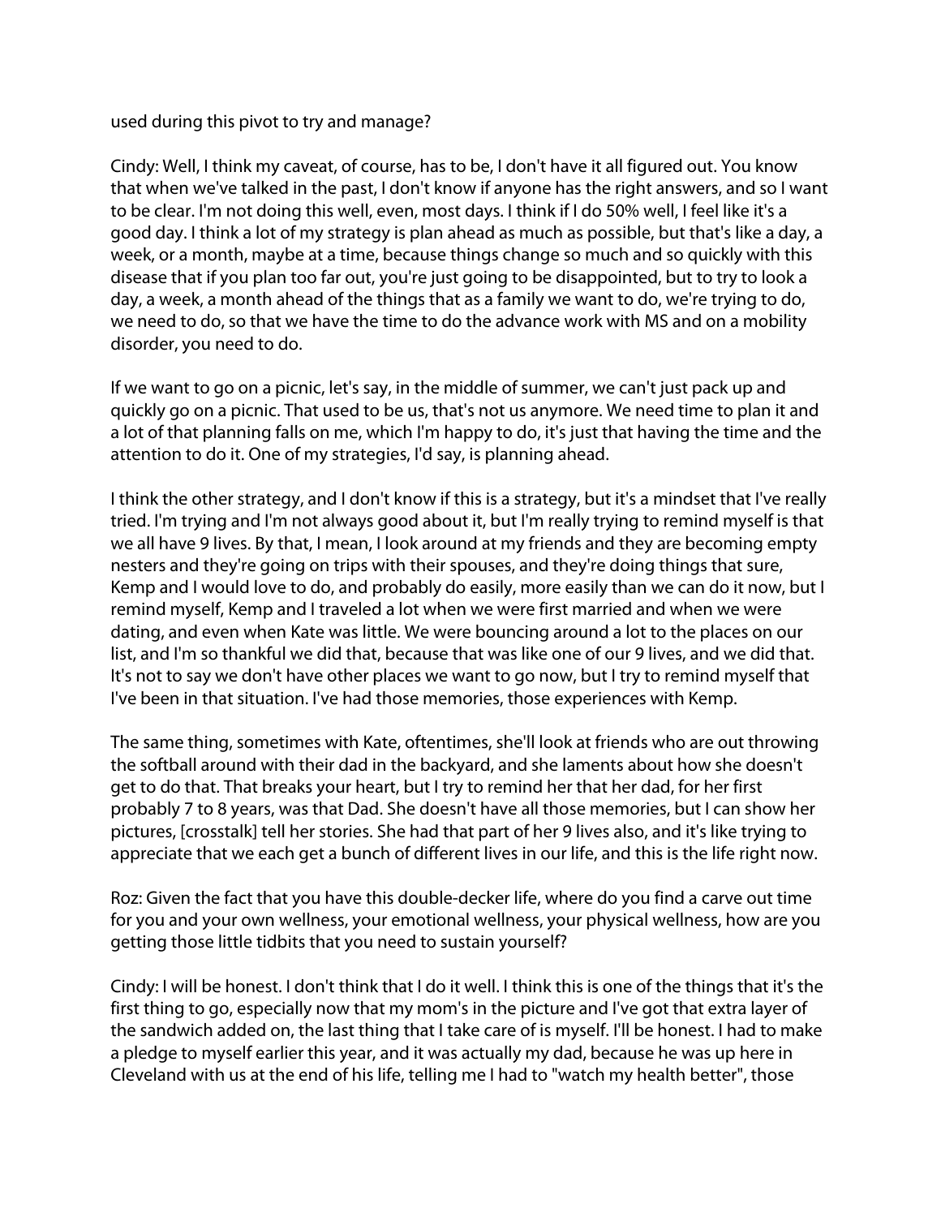used during this pivot to try and manage?

Cindy: Well, I think my caveat, of course, has to be, I don't have it all figured out. You know that when we've talked in the past, I don't know if anyone has the right answers, and so I want to be clear. I'm not doing this well, even, most days. I think if I do 50% well, I feel like it's a good day. I think a lot of my strategy is plan ahead as much as possible, but that's like a day, a week, or a month, maybe at a time, because things change so much and so quickly with this disease that if you plan too far out, you're just going to be disappointed, but to try to look a day, a week, a month ahead of the things that as a family we want to do, we're trying to do, we need to do, so that we have the time to do the advance work with MS and on a mobility disorder, you need to do.

If we want to go on a picnic, let's say, in the middle of summer, we can't just pack up and quickly go on a picnic. That used to be us, that's not us anymore. We need time to plan it and a lot of that planning falls on me, which I'm happy to do, it's just that having the time and the attention to do it. One of my strategies, I'd say, is planning ahead.

I think the other strategy, and I don't know if this is a strategy, but it's a mindset that I've really tried. I'm trying and I'm not always good about it, but I'm really trying to remind myself is that we all have 9 lives. By that, I mean, I look around at my friends and they are becoming empty nesters and they're going on trips with their spouses, and they're doing things that sure, Kemp and I would love to do, and probably do easily, more easily than we can do it now, but I remind myself, Kemp and I traveled a lot when we were first married and when we were dating, and even when Kate was little. We were bouncing around a lot to the places on our list, and I'm so thankful we did that, because that was like one of our 9 lives, and we did that. It's not to say we don't have other places we want to go now, but I try to remind myself that I've been in that situation. I've had those memories, those experiences with Kemp.

The same thing, sometimes with Kate, oftentimes, she'll look at friends who are out throwing the softball around with their dad in the backyard, and she laments about how she doesn't get to do that. That breaks your heart, but I try to remind her that her dad, for her first probably 7 to 8 years, was that Dad. She doesn't have all those memories, but I can show her pictures, [crosstalk] tell her stories. She had that part of her 9 lives also, and it's like trying to appreciate that we each get a bunch of different lives in our life, and this is the life right now.

Roz: Given the fact that you have this double-decker life, where do you find a carve out time for you and your own wellness, your emotional wellness, your physical wellness, how are you getting those little tidbits that you need to sustain yourself?

Cindy: I will be honest. I don't think that I do it well. I think this is one of the things that it's the first thing to go, especially now that my mom's in the picture and I've got that extra layer of the sandwich added on, the last thing that I take care of is myself. I'll be honest. I had to make a pledge to myself earlier this year, and it was actually my dad, because he was up here in Cleveland with us at the end of his life, telling me I had to "watch my health better", those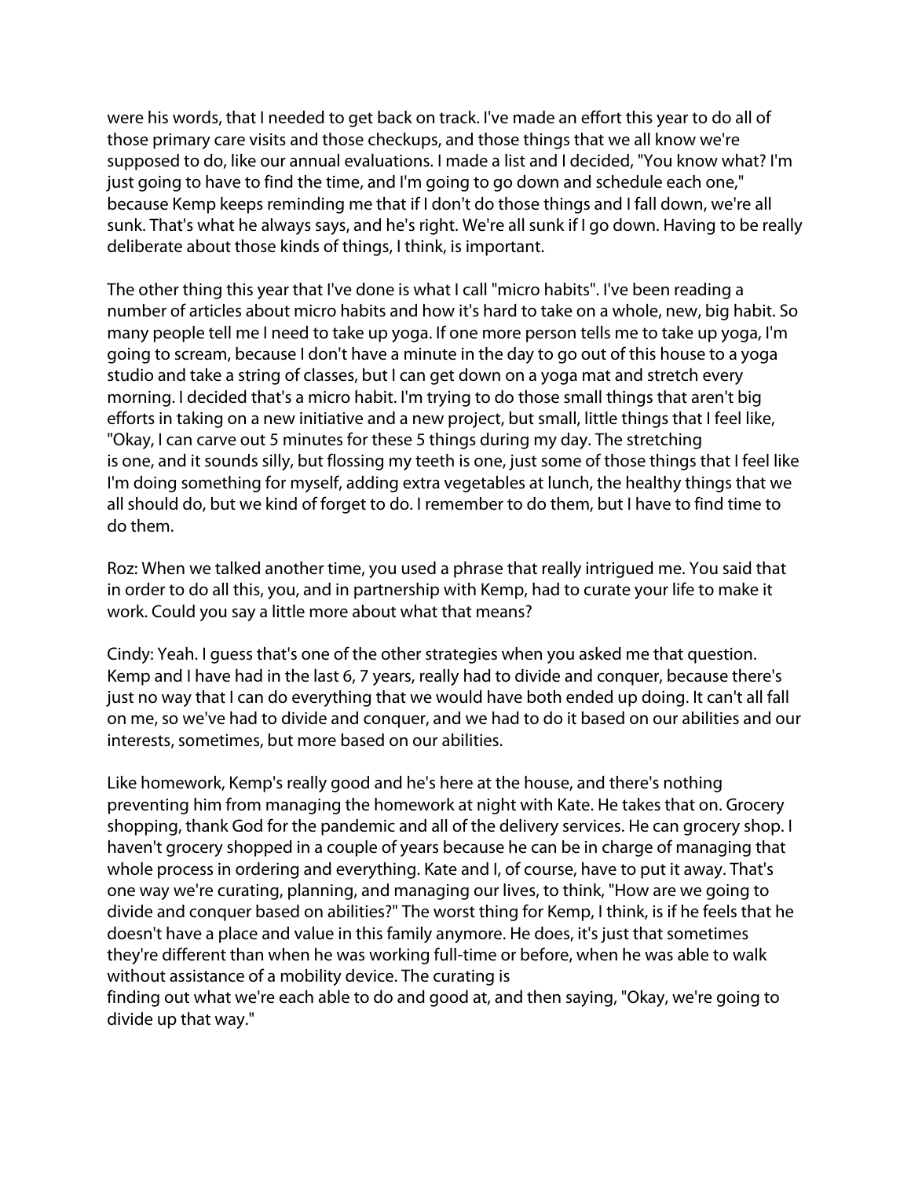were his words, that I needed to get back on track. I've made an effort this year to do all of those primary care visits and those checkups, and those things that we all know we're supposed to do, like our annual evaluations. I made a list and I decided, "You know what? I'm just going to have to find the time, and I'm going to go down and schedule each one," because Kemp keeps reminding me that if I don't do those things and I fall down, we're all sunk. That's what he always says, and he's right. We're all sunk if I go down. Having to be really deliberate about those kinds of things, I think, is important.

The other thing this year that I've done is what I call "micro habits". I've been reading a number of articles about micro habits and how it's hard to take on a whole, new, big habit. So many people tell me I need to take up yoga. If one more person tells me to take up yoga, I'm going to scream, because I don't have a minute in the day to go out of this house to a yoga studio and take a string of classes, but I can get down on a yoga mat and stretch every morning. I decided that's a micro habit. I'm trying to do those small things that aren't big efforts in taking on a new initiative and a new project, but small, little things that I feel like, "Okay, I can carve out 5 minutes for these 5 things during my day. The stretching is one, and it sounds silly, but flossing my teeth is one, just some of those things that I feel like I'm doing something for myself, adding extra vegetables at lunch, the healthy things that we all should do, but we kind of forget to do. I remember to do them, but I have to find time to do them.

Roz: When we talked another time, you used a phrase that really intrigued me. You said that in order to do all this, you, and in partnership with Kemp, had to curate your life to make it work. Could you say a little more about what that means?

Cindy: Yeah. I guess that's one of the other strategies when you asked me that question. Kemp and I have had in the last 6, 7 years, really had to divide and conquer, because there's just no way that I can do everything that we would have both ended up doing. It can't all fall on me, so we've had to divide and conquer, and we had to do it based on our abilities and our interests, sometimes, but more based on our abilities.

Like homework, Kemp's really good and he's here at the house, and there's nothing preventing him from managing the homework at night with Kate. He takes that on. Grocery shopping, thank God for the pandemic and all of the delivery services. He can grocery shop. I haven't grocery shopped in a couple of years because he can be in charge of managing that whole process in ordering and everything. Kate and I, of course, have to put it away. That's one way we're curating, planning, and managing our lives, to think, "How are we going to divide and conquer based on abilities?" The worst thing for Kemp, I think, is if he feels that he doesn't have a place and value in this family anymore. He does, it's just that sometimes they're different than when he was working full-time or before, when he was able to walk without assistance of a mobility device. The curating is finding out what we're each able to do and good at, and then saying, "Okay, we're going to divide up that way."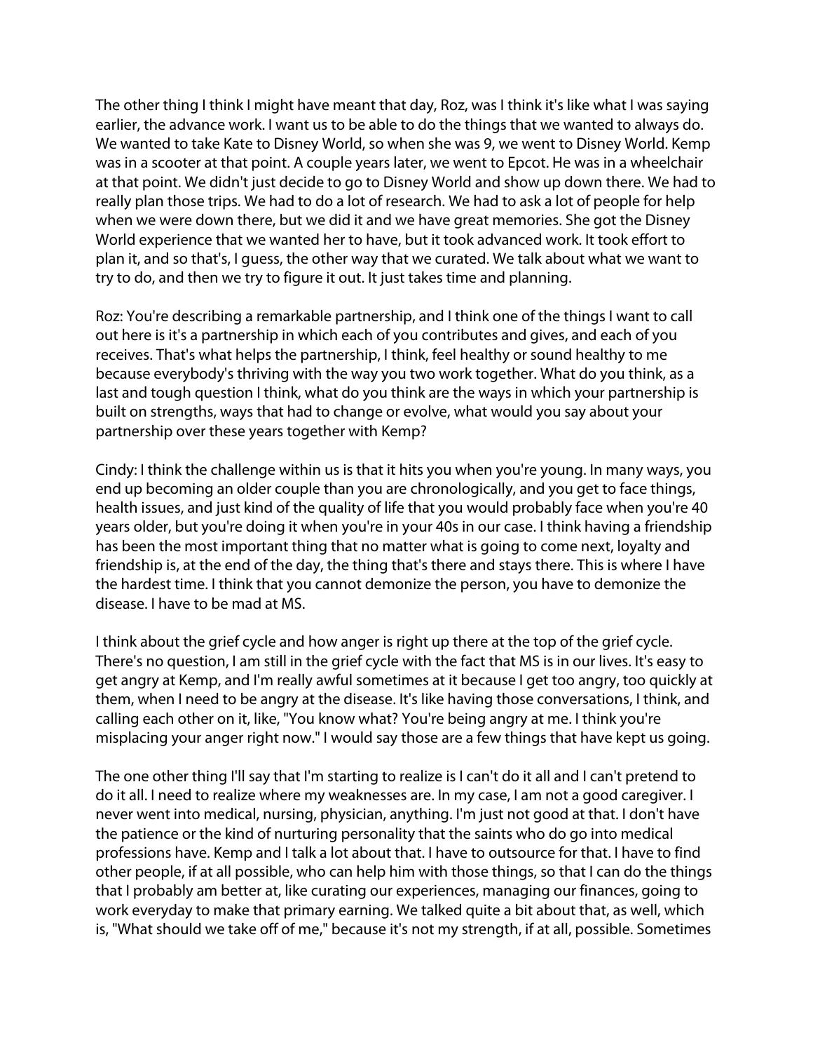The other thing I think I might have meant that day, Roz, was I think it's like what I was saying earlier, the advance work. I want us to be able to do the things that we wanted to always do. We wanted to take Kate to Disney World, so when she was 9, we went to Disney World. Kemp was in a scooter at that point. A couple years later, we went to Epcot. He was in a wheelchair at that point. We didn't just decide to go to Disney World and show up down there. We had to really plan those trips. We had to do a lot of research. We had to ask a lot of people for help when we were down there, but we did it and we have great memories. She got the Disney World experience that we wanted her to have, but it took advanced work. It took effort to plan it, and so that's, I guess, the other way that we curated. We talk about what we want to try to do, and then we try to figure it out. It just takes time and planning.

Roz: You're describing a remarkable partnership, and I think one of the things I want to call out here is it's a partnership in which each of you contributes and gives, and each of you receives. That's what helps the partnership, I think, feel healthy or sound healthy to me because everybody's thriving with the way you two work together. What do you think, as a last and tough question I think, what do you think are the ways in which your partnership is built on strengths, ways that had to change or evolve, what would you say about your partnership over these years together with Kemp?

Cindy: I think the challenge within us is that it hits you when you're young. In many ways, you end up becoming an older couple than you are chronologically, and you get to face things, health issues, and just kind of the quality of life that you would probably face when you're 40 years older, but you're doing it when you're in your 40s in our case. I think having a friendship has been the most important thing that no matter what is going to come next, loyalty and friendship is, at the end of the day, the thing that's there and stays there. This is where I have the hardest time. I think that you cannot demonize the person, you have to demonize the disease. I have to be mad at MS.

I think about the grief cycle and how anger is right up there at the top of the grief cycle. There's no question, I am still in the grief cycle with the fact that MS is in our lives. It's easy to get angry at Kemp, and I'm really awful sometimes at it because I get too angry, too quickly at them, when I need to be angry at the disease. It's like having those conversations, I think, and calling each other on it, like, "You know what? You're being angry at me. I think you're misplacing your anger right now." I would say those are a few things that have kept us going.

The one other thing I'll say that I'm starting to realize is I can't do it all and I can't pretend to do it all. I need to realize where my weaknesses are. In my case, I am not a good caregiver. I never went into medical, nursing, physician, anything. I'm just not good at that. I don't have the patience or the kind of nurturing personality that the saints who do go into medical professions have. Kemp and I talk a lot about that. I have to outsource for that. I have to find other people, if at all possible, who can help him with those things, so that I can do the things that I probably am better at, like curating our experiences, managing our finances, going to work everyday to make that primary earning. We talked quite a bit about that, as well, which is, "What should we take off of me," because it's not my strength, if at all, possible. Sometimes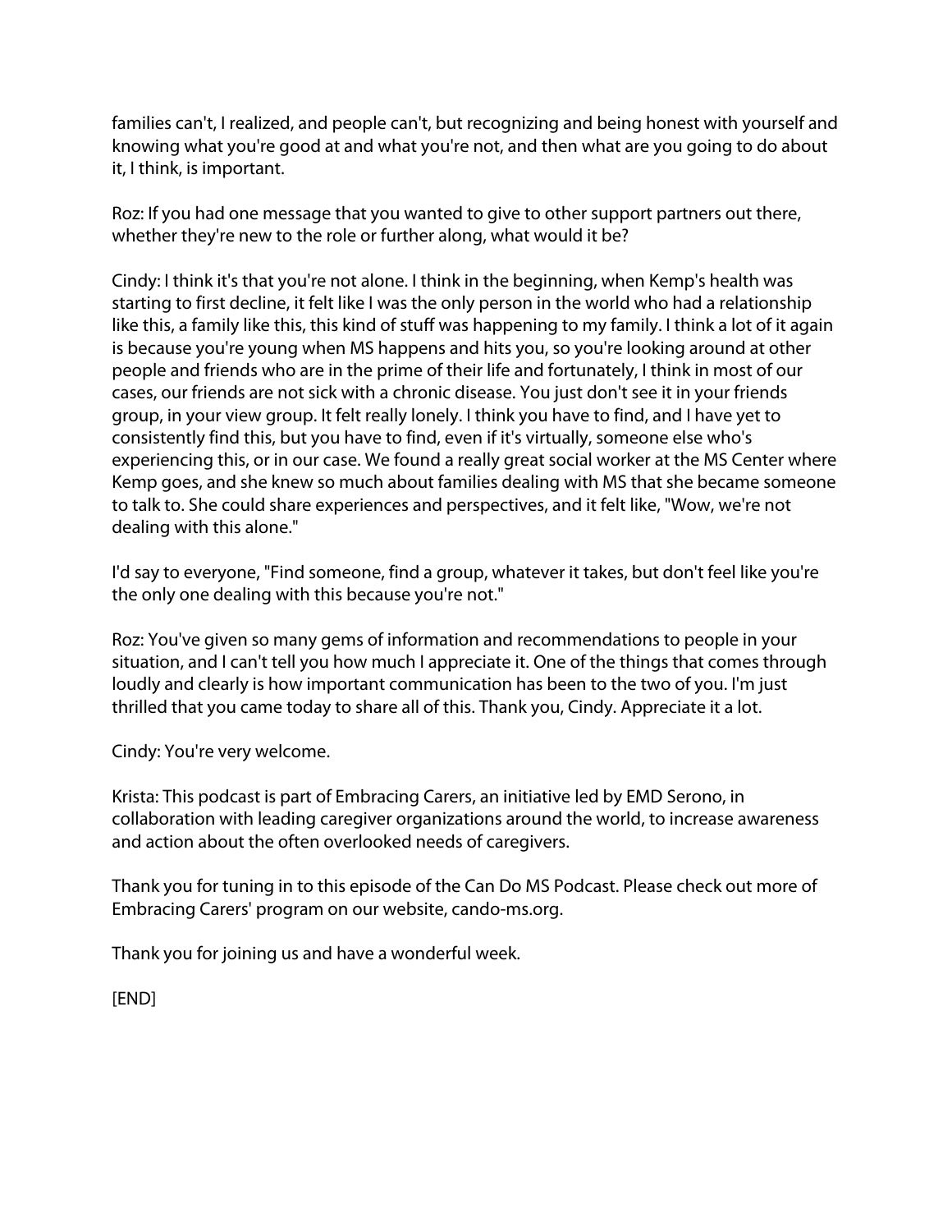families can't, I realized, and people can't, but recognizing and being honest with yourself and knowing what you're good at and what you're not, and then what are you going to do about it, I think, is important.

Roz: If you had one message that you wanted to give to other support partners out there, whether they're new to the role or further along, what would it be?

Cindy: I think it's that you're not alone. I think in the beginning, when Kemp's health was starting to first decline, it felt like I was the only person in the world who had a relationship like this, a family like this, this kind of stuff was happening to my family. I think a lot of it again is because you're young when MS happens and hits you, so you're looking around at other people and friends who are in the prime of their life and fortunately, I think in most of our cases, our friends are not sick with a chronic disease. You just don't see it in your friends group, in your view group. It felt really lonely. I think you have to find, and I have yet to consistently find this, but you have to find, even if it's virtually, someone else who's experiencing this, or in our case. We found a really great social worker at the MS Center where Kemp goes, and she knew so much about families dealing with MS that she became someone to talk to. She could share experiences and perspectives, and it felt like, "Wow, we're not dealing with this alone."

I'd say to everyone, "Find someone, find a group, whatever it takes, but don't feel like you're the only one dealing with this because you're not."

Roz: You've given so many gems of information and recommendations to people in your situation, and I can't tell you how much I appreciate it. One of the things that comes through loudly and clearly is how important communication has been to the two of you. I'm just thrilled that you came today to share all of this. Thank you, Cindy. Appreciate it a lot.

Cindy: You're very welcome.

Krista: This podcast is part of Embracing Carers, an initiative led by EMD Serono, in collaboration with leading caregiver organizations around the world, to increase awareness and action about the often overlooked needs of caregivers.

Thank you for tuning in to this episode of the Can Do MS Podcast. Please check out more of Embracing Carers' program on our website, cando-ms.org.

Thank you for joining us and have a wonderful week.

[END]